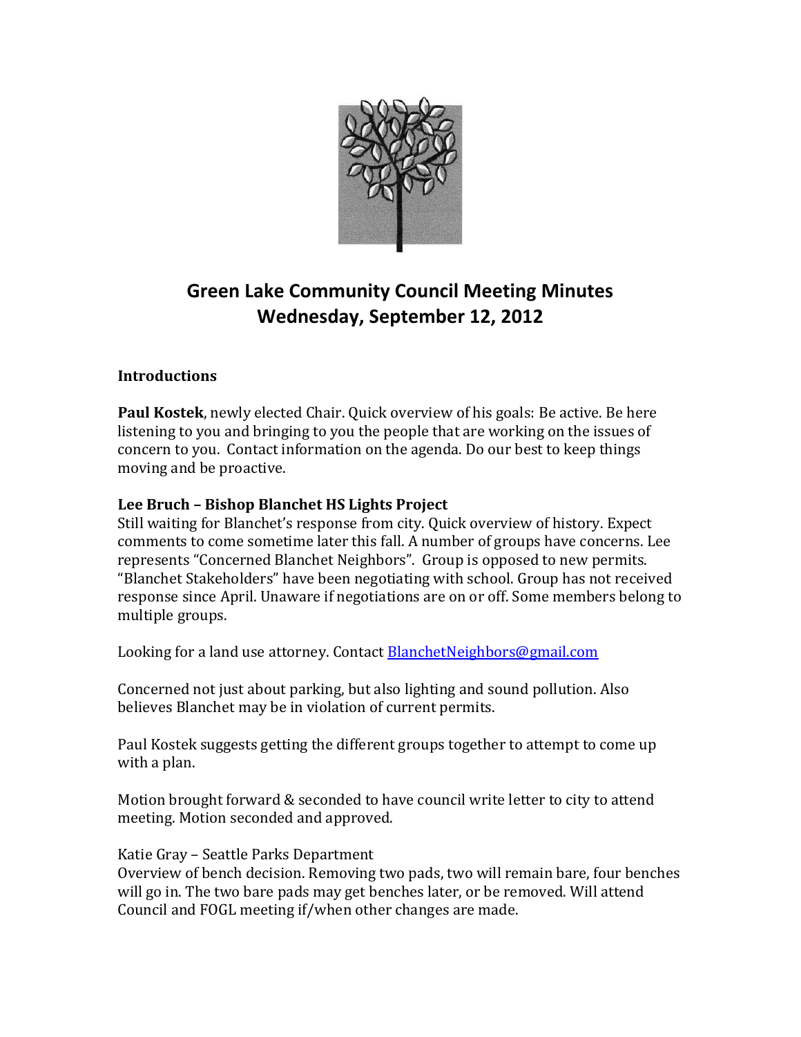# Green Lake Community Council Meeting Minutes
# Wednesday, September 12, 2012

**Introductions**

**Paul Kostek**, newly elected Chair. Quick overview of his goals: Be active. Be here listening to you and bringing to you the people that are working on the issues of concern to you. Contact information on the agenda. Do our best to keep things moving and be proactive.

**Lee Bruch – Bishop Blanchet HS Lights Project**

Still waiting for Blanchet's response from city. Quick overview of history. Expect comments to come sometime later this fall. A number of groups have concerns. Lee represents "Concerned Blanchet Neighbors". Group is opposed to new permits. "Blanchet Stakeholders" have been negotiating with school. Group has not received response since April. Unaware if negotiations are on or off. Some members belong to multiple groups.

Looking for a land use attorney. Contact BlanchetNeighbors@gmail.com

Concerned not just about parking, but also lighting and sound pollution. Also believes Blanchet may be in violation of current permits.

Paul Kostek suggests getting the different groups together to attempt to come up with a plan.

Motion brought forward & seconded to have council write letter to city to attend meeting. Motion seconded and approved.

Katie Gray – Seattle Parks Department

Overview of bench decision. Removing two pads, two will remain bare, four benches will go in. The two bare pads may get benches later, or be removed. Will attend Council and FOGL meeting if/when other changes are made.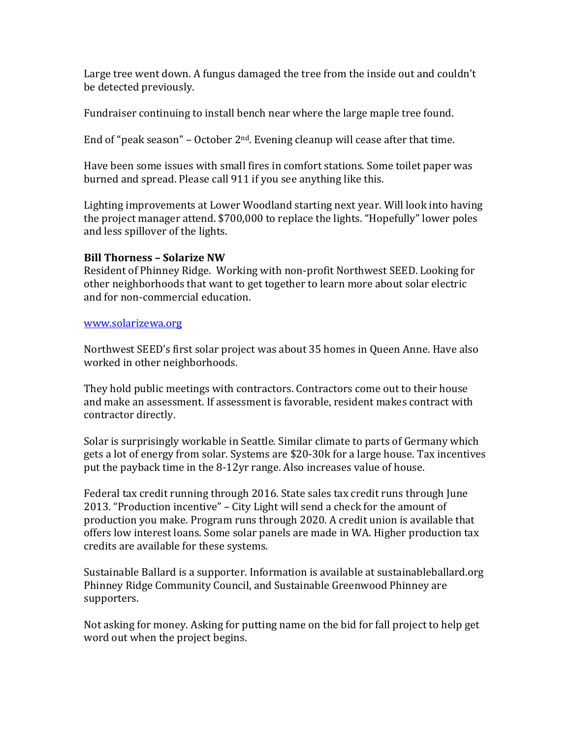Large tree went down. A fungus damaged the tree from the inside out and couldn't be detected previously.

Fundraiser continuing to install bench near where the large maple tree found.

End of "peak season" – October 2nd. Evening cleanup will cease after that time.

Have been some issues with small fires in comfort stations. Some toilet paper was burned and spread. Please call 911 if you see anything like this.

Lighting improvements at Lower Woodland starting next year. Will look into having the project manager attend. $700,000 to replace the lights. "Hopefully" lower poles and less spillover of the lights.

**Bill Thorness – Solarize NW**
Resident of Phinney Ridge. Working with non-profit Northwest SEED. Looking for other neighborhoods that want to get together to learn more about solar electric and for non-commercial education.

www.solarizewa.org

Northwest SEED's first solar project was about 35 homes in Queen Anne. Have also worked in other neighborhoods.

They hold public meetings with contractors. Contractors come out to their house and make an assessment. If assessment is favorable, resident makes contract with contractor directly.

Solar is surprisingly workable in Seattle. Similar climate to parts of Germany which gets a lot of energy from solar. Systems are $20-30k for a large house. Tax incentives put the payback time in the 8-12yr range. Also increases value of house.

Federal tax credit running through 2016. State sales tax credit runs through June 2013. "Production incentive" – City Light will send a check for the amount of production you make. Program runs through 2020. A credit union is available that offers low interest loans. Some solar panels are made in WA. Higher production tax credits are available for these systems.

Sustainable Ballard is a supporter. Information is available at sustainableballard.org Phinney Ridge Community Council, and Sustainable Greenwood Phinney are supporters.

Not asking for money. Asking for putting name on the bid for fall project to help get word out when the project begins.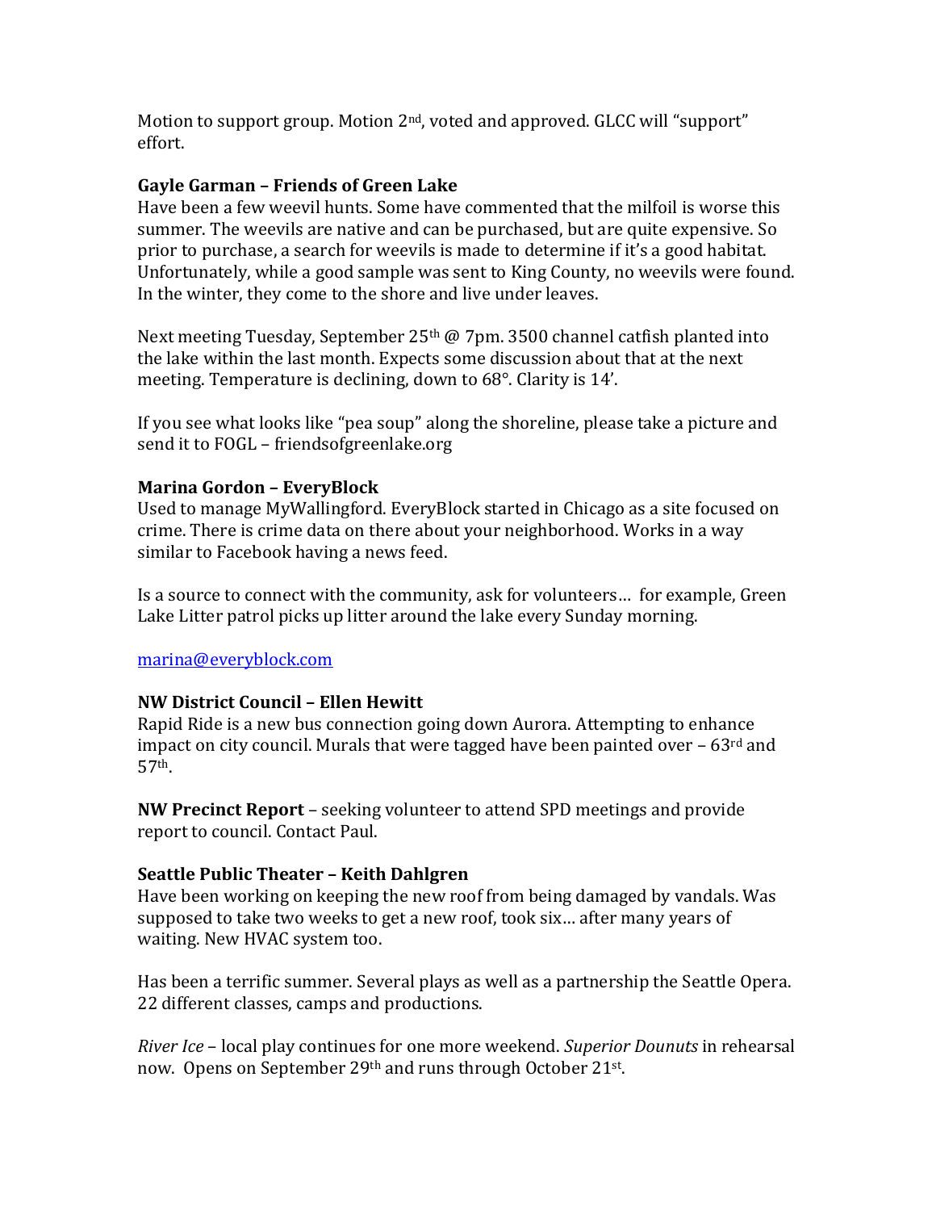Motion to support group. Motion 2nd, voted and approved. GLCC will "support" effort.

**Gayle Garman – Friends of Green Lake**

Have been a few weevil hunts. Some have commented that the milfoil is worse this summer. The weevils are native and can be purchased, but are quite expensive. So prior to purchase, a search for weevils is made to determine if it's a good habitat. Unfortunately, while a good sample was sent to King County, no weevils were found. In the winter, they come to the shore and live under leaves.

Next meeting Tuesday, September 25th @ 7pm. 3500 channel catfish planted into the lake within the last month. Expects some discussion about that at the next meeting. Temperature is declining, down to 68°. Clarity is 14'.

If you see what looks like "pea soup" along the shoreline, please take a picture and send it to FOGL – friendsofgreenlake.org

**Marina Gordon – EveryBlock**

Used to manage MyWallingford. EveryBlock started in Chicago as a site focused on crime. There is crime data on there about your neighborhood. Works in a way similar to Facebook having a news feed.

Is a source to connect with the community, ask for volunteers… for example, Green Lake Litter patrol picks up litter around the lake every Sunday morning.

marina@everyblock.com

**NW District Council – Ellen Hewitt**

Rapid Ride is a new bus connection going down Aurora. Attempting to enhance impact on city council. Murals that were tagged have been painted over – 63rd and 57th.

**NW Precinct Report** – seeking volunteer to attend SPD meetings and provide report to council. Contact Paul.

**Seattle Public Theater – Keith Dahlgren**

Have been working on keeping the new roof from being damaged by vandals. Was supposed to take two weeks to get a new roof, took six… after many years of waiting. New HVAC system too.

Has been a terrific summer. Several plays as well as a partnership the Seattle Opera. 22 different classes, camps and productions.

*River Ice* – local play continues for one more weekend. *Superior Dounuts* in rehearsal now. Opens on September 29th and runs through October 21st.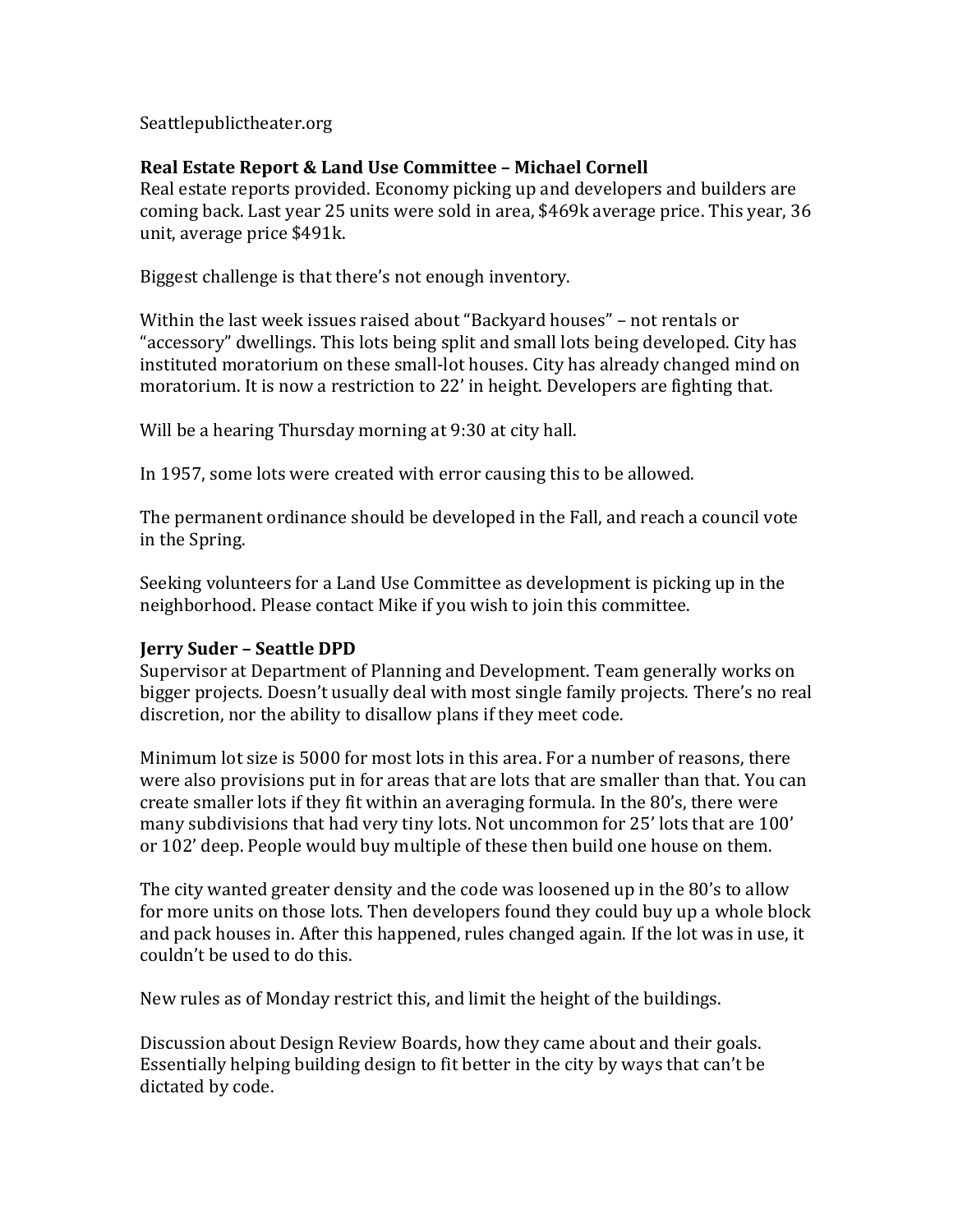Seattlepublictheater.org

**Real Estate Report & Land Use Committee – Michael Cornell**
Real estate reports provided. Economy picking up and developers and builders are coming back. Last year 25 units were sold in area, $469k average price. This year, 36 unit, average price $491k.

Biggest challenge is that there's not enough inventory.

Within the last week issues raised about "Backyard houses" – not rentals or "accessory" dwellings. This lots being split and small lots being developed. City has instituted moratorium on these small-lot houses. City has already changed mind on moratorium. It is now a restriction to 22' in height. Developers are fighting that.

Will be a hearing Thursday morning at 9:30 at city hall.

In 1957, some lots were created with error causing this to be allowed.

The permanent ordinance should be developed in the Fall, and reach a council vote in the Spring.

Seeking volunteers for a Land Use Committee as development is picking up in the neighborhood. Please contact Mike if you wish to join this committee.

**Jerry Suder – Seattle DPD**
Supervisor at Department of Planning and Development. Team generally works on bigger projects. Doesn't usually deal with most single family projects. There's no real discretion, nor the ability to disallow plans if they meet code.

Minimum lot size is 5000 for most lots in this area. For a number of reasons, there were also provisions put in for areas that are lots that are smaller than that. You can create smaller lots if they fit within an averaging formula. In the 80's, there were many subdivisions that had very tiny lots. Not uncommon for 25' lots that are 100' or 102' deep. People would buy multiple of these then build one house on them.

The city wanted greater density and the code was loosened up in the 80's to allow for more units on those lots. Then developers found they could buy up a whole block and pack houses in. After this happened, rules changed again. If the lot was in use, it couldn't be used to do this.

New rules as of Monday restrict this, and limit the height of the buildings.

Discussion about Design Review Boards, how they came about and their goals. Essentially helping building design to fit better in the city by ways that can't be dictated by code.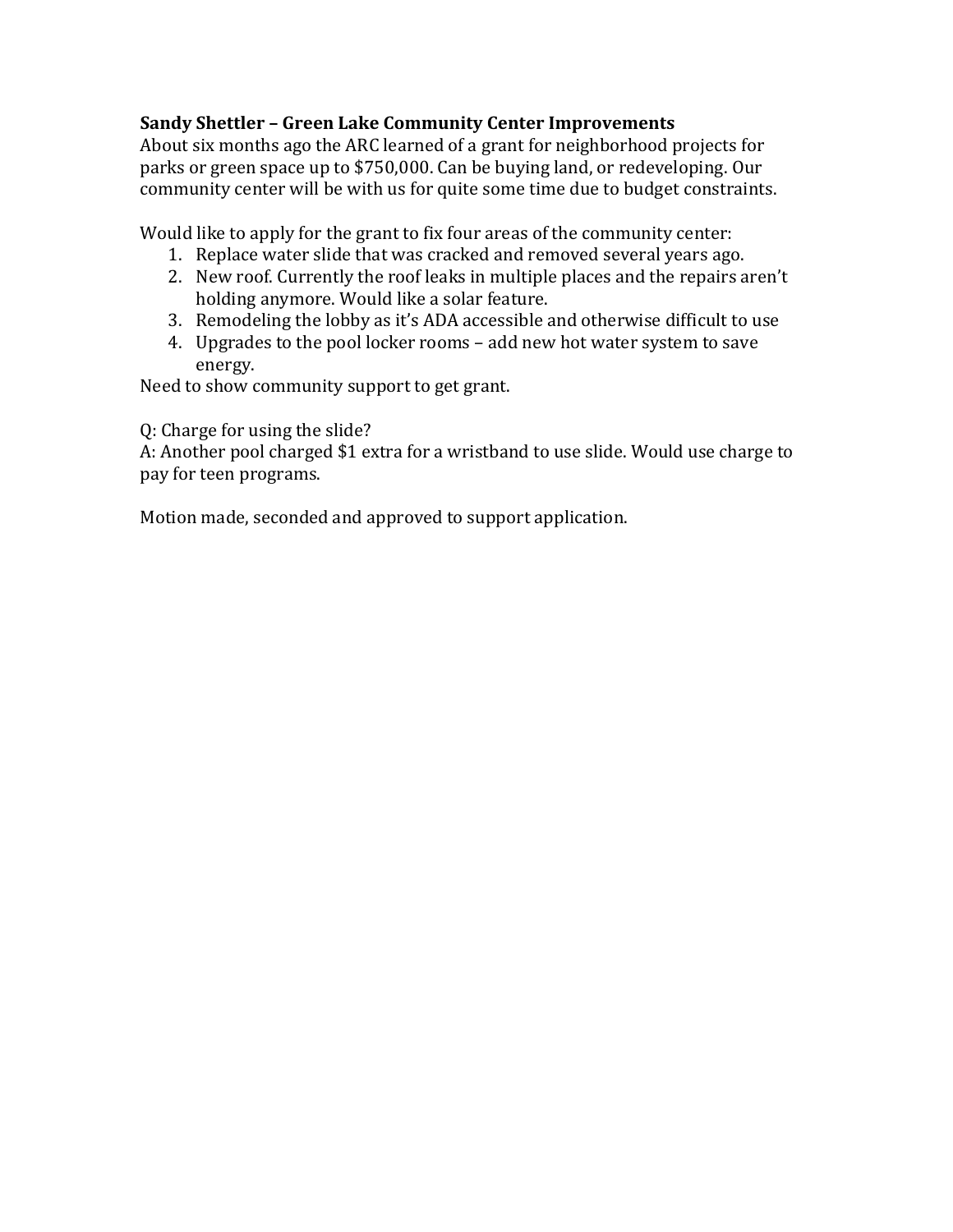**Sandy Shettler – Green Lake Community Center Improvements**
About six months ago the ARC learned of a grant for neighborhood projects for parks or green space up to $750,000. Can be buying land, or redeveloping. Our community center will be with us for quite some time due to budget constraints.

Would like to apply for the grant to fix four areas of the community center:

1. Replace water slide that was cracked and removed several years ago.
2. New roof. Currently the roof leaks in multiple places and the repairs aren't holding anymore. Would like a solar feature.
3. Remodeling the lobby as it's ADA accessible and otherwise difficult to use
4. Upgrades to the pool locker rooms – add new hot water system to save energy.

Need to show community support to get grant.

Q: Charge for using the slide?
A: Another pool charged $1 extra for a wristband to use slide. Would use charge to pay for teen programs.

Motion made, seconded and approved to support application.